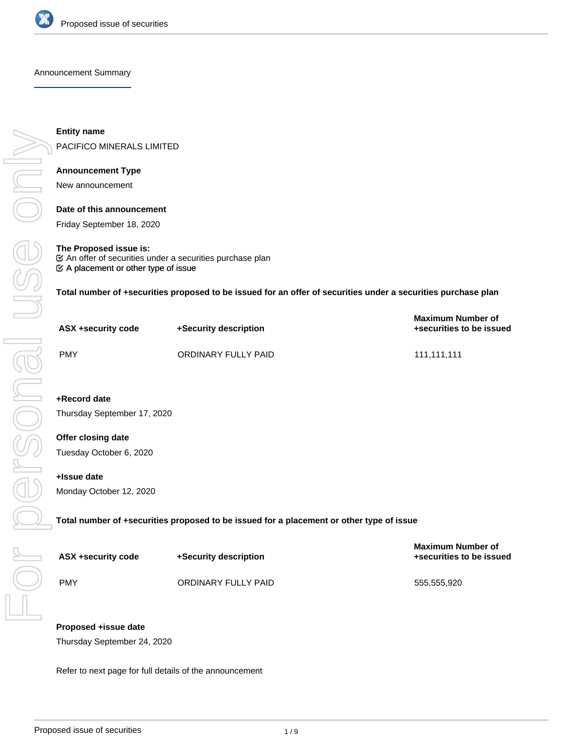Announcement Summary

**Entity name**

PACIFICO MINERALS LIMITED

**Announcement Type**

New announcement

**Date of this announcement**

Friday September 18, 2020

**The Proposed issue is:**

- ☑ An offer of securities under a securities purchase plan
- ☑ A placement or other type of issue

**Total number of +securities proposed to be issued for an offer of securities under a securities purchase plan**

| ASX +security code | +Security description | Maximum Number of +securities to be issued |
| --- | --- | --- |
| PMY | ORDINARY FULLY PAID | 111,111,111 |

**+Record date**

Thursday September 17, 2020

**Offer closing date**

Tuesday October 6, 2020

**+Issue date**

Monday October 12, 2020

**Total number of +securities proposed to be issued for a placement or other type of issue**

| ASX +security code | +Security description | Maximum Number of +securities to be issued |
| --- | --- | --- |
| PMY | ORDINARY FULLY PAID | 555,555,920 |

**Proposed +issue date**

Thursday September 24, 2020

Refer to next page for full details of the announcement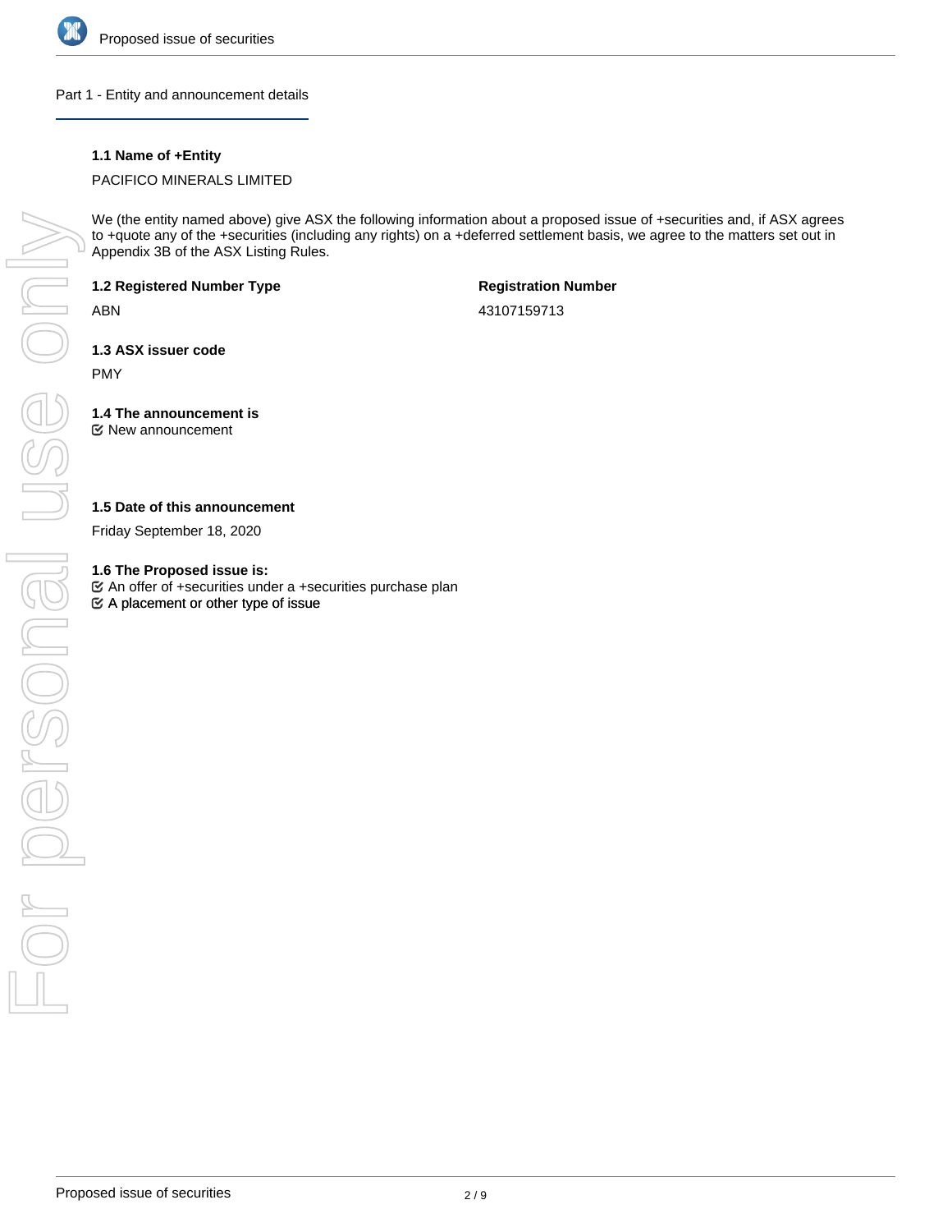## Part 1 - Entity and announcement details

**1.1 Name of +Entity**

PACIFICO MINERALS LIMITED

We (the entity named above) give ASX the following information about a proposed issue of +securities and, if ASX agrees to +quote any of the +securities (including any rights) on a +deferred settlement basis, we agree to the matters set out in Appendix 3B of the ASX Listing Rules.

**1.2 Registered Number Type**

ABN

**Registration Number**

43107159713

**1.3 ASX issuer code**

PMY

**1.4 The announcement is**

☑ New announcement

**1.5 Date of this announcement**

Friday September 18, 2020

**1.6 The Proposed issue is:**

☑ An offer of +securities under a +securities purchase plan

☑ A placement or other type of issue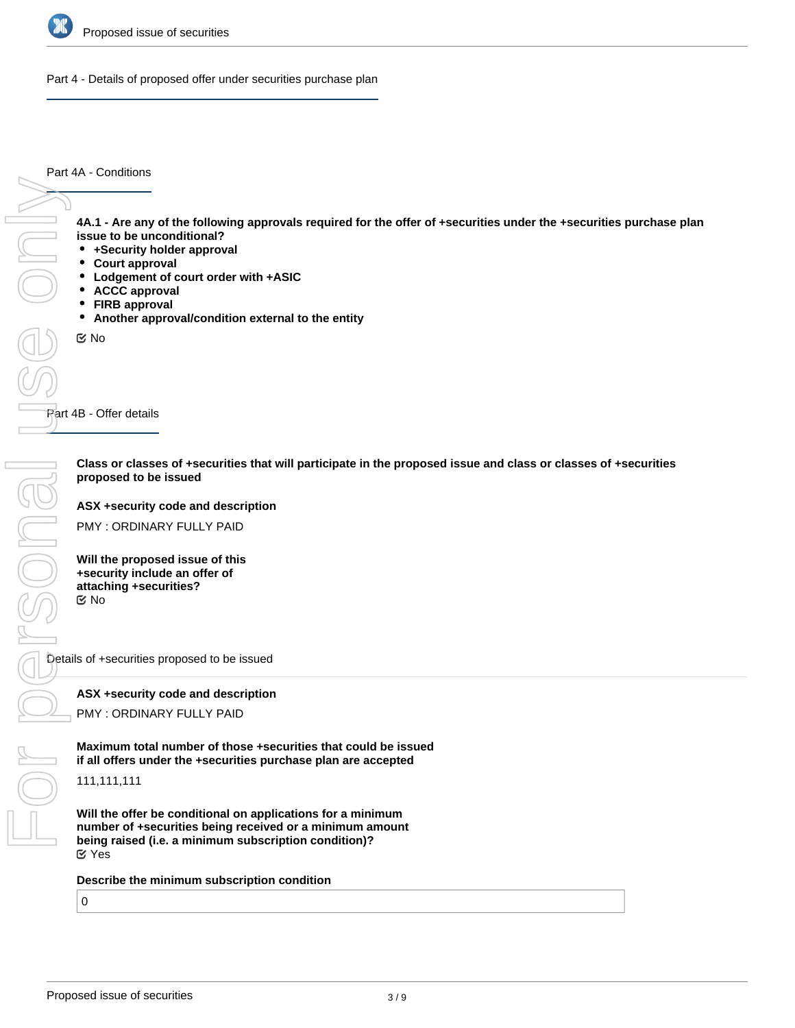## Part 4 - Details of proposed offer under securities purchase plan

### Part 4A - Conditions

**4A.1 - Are any of the following approvals required for the offer of +securities under the +securities purchase plan issue to be unconditional?**

- **+Security holder approval**
- **Court approval**
- **Lodgement of court order with +ASIC**
- **ACCC approval**
- **FIRB approval**
- **Another approval/condition external to the entity**

☑ No

### Part 4B - Offer details

**Class or classes of +securities that will participate in the proposed issue and class or classes of +securities proposed to be issued**

**ASX +security code and description**

PMY : ORDINARY FULLY PAID

**Will the proposed issue of this +security include an offer of attaching +securities?**

☑ No

#### Details of +securities proposed to be issued

**ASX +security code and description**

PMY : ORDINARY FULLY PAID

**Maximum total number of those +securities that could be issued if all offers under the +securities purchase plan are accepted**

111,111,111

**Will the offer be conditional on applications for a minimum number of +securities being received or a minimum amount being raised (i.e. a minimum subscription condition)?**

☑ Yes

**Describe the minimum subscription condition**

0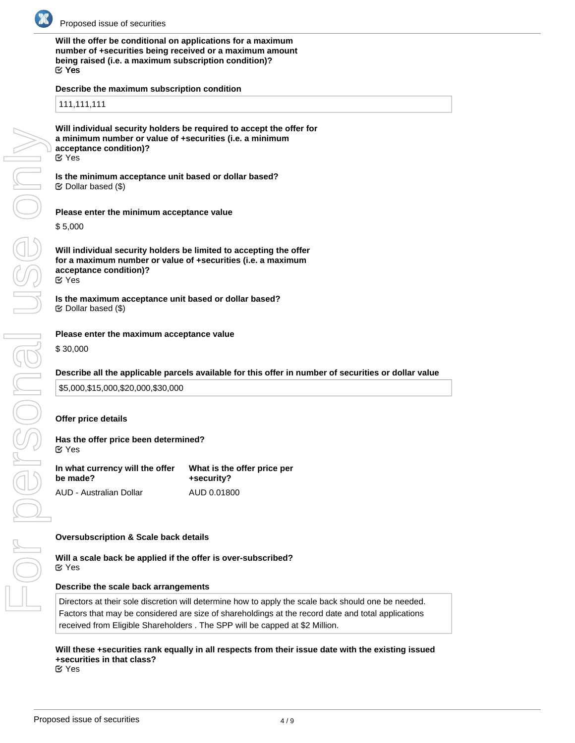**Will the offer be conditional on applications for a maximum number of +securities being received or a maximum amount being raised (i.e. a maximum subscription condition)?**
☑ **Yes**

**Describe the maximum subscription condition**

111,111,111

**Will individual security holders be required to accept the offer for a minimum number or value of +securities (i.e. a minimum acceptance condition)?**
☑ Yes

**Is the minimum acceptance unit based or dollar based?**
☑ Dollar based ($)

**Please enter the minimum acceptance value**

$ 5,000

**Will individual security holders be limited to accepting the offer for a maximum number or value of +securities (i.e. a maximum acceptance condition)?**
☑ Yes

**Is the maximum acceptance unit based or dollar based?**
☑ Dollar based ($)

**Please enter the maximum acceptance value**

$ 30,000

**Describe all the applicable parcels available for this offer in number of securities or dollar value**

$5,000,$15,000,$20,000,$30,000

**Offer price details**

**Has the offer price been determined?**
☑ Yes

| In what currency will the offer be made? | What is the offer price per +security? |
|---|---|
| AUD - Australian Dollar | AUD 0.01800 |

**Oversubscription & Scale back details**

**Will a scale back be applied if the offer is over-subscribed?**
☑ Yes

**Describe the scale back arrangements**

Directors at their sole discretion will determine how to apply the scale back should one be needed. Factors that may be considered are size of shareholdings at the record date and total applications received from Eligible Shareholders . The SPP will be capped at $2 Million.

**Will these +securities rank equally in all respects from their issue date with the existing issued +securities in that class?**
☑ Yes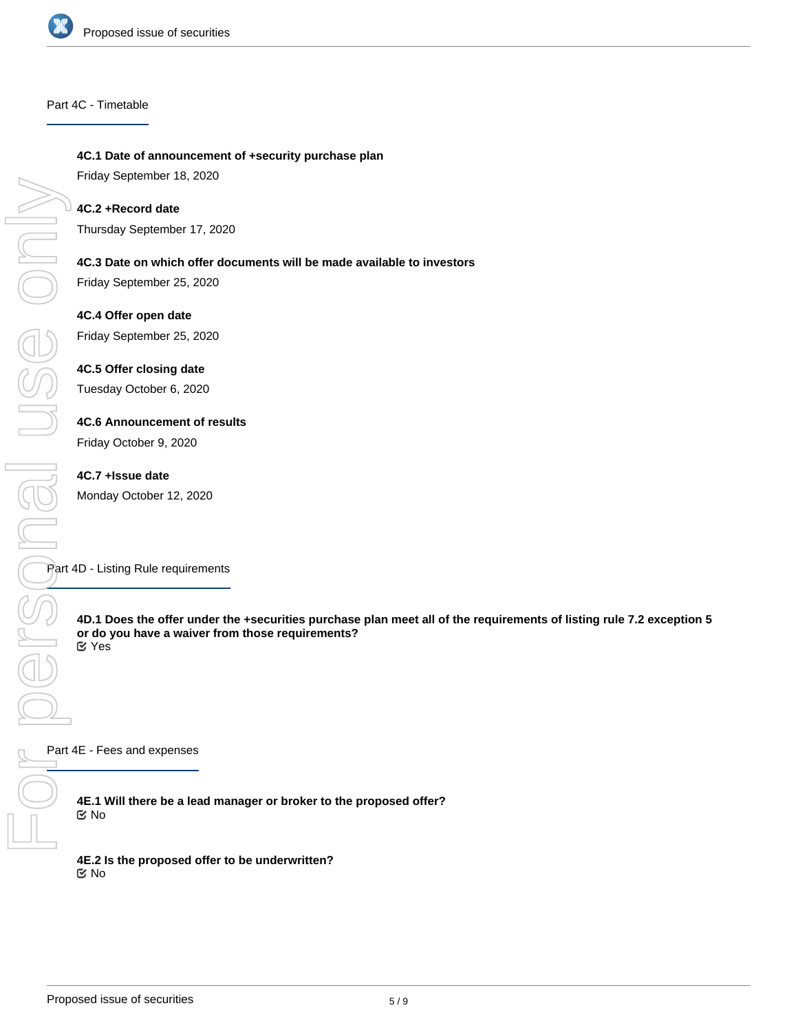## Part 4C - Timetable

**4C.1 Date of announcement of +security purchase plan**

Friday September 18, 2020

**4C.2 +Record date**

Thursday September 17, 2020

**4C.3 Date on which offer documents will be made available to investors**

Friday September 25, 2020

**4C.4 Offer open date**

Friday September 25, 2020

**4C.5 Offer closing date**

Tuesday October 6, 2020

**4C.6 Announcement of results**

Friday October 9, 2020

**4C.7 +Issue date**

Monday October 12, 2020

## Part 4D - Listing Rule requirements

**4D.1 Does the offer under the +securities purchase plan meet all of the requirements of listing rule 7.2 exception 5 or do you have a waiver from those requirements?**

☑ Yes

## Part 4E - Fees and expenses

**4E.1 Will there be a lead manager or broker to the proposed offer?**

☑ No

**4E.2 Is the proposed offer to be underwritten?**

☑ No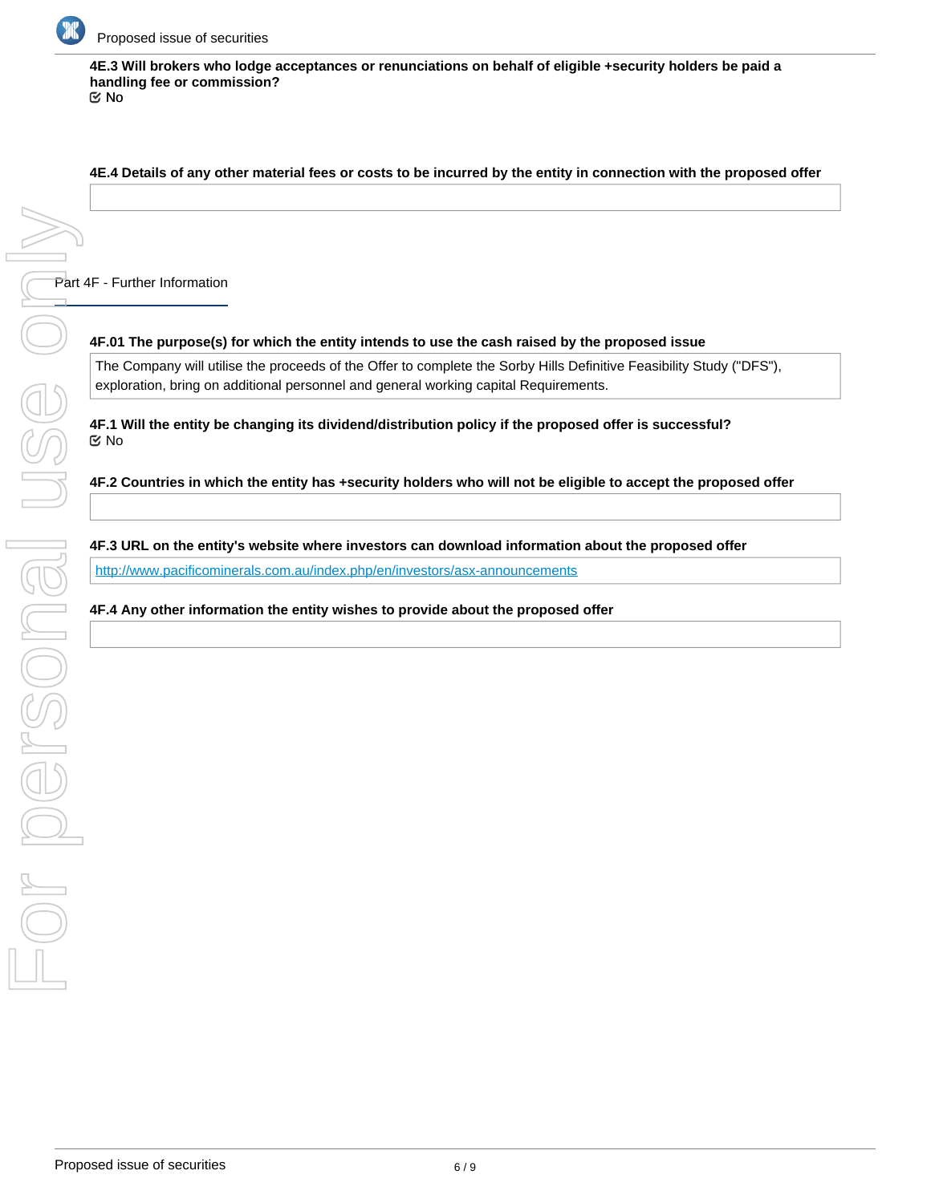**4E.3 Will brokers who lodge acceptances or renunciations on behalf of eligible +security holders be paid a handling fee or commission?**

☑ No

**4E.4 Details of any other material fees or costs to be incurred by the entity in connection with the proposed offer**

## Part 4F - Further Information

**4F.01 The purpose(s) for which the entity intends to use the cash raised by the proposed issue**

The Company will utilise the proceeds of the Offer to complete the Sorby Hills Definitive Feasibility Study ("DFS"), exploration, bring on additional personnel and general working capital Requirements.

**4F.1 Will the entity be changing its dividend/distribution policy if the proposed offer is successful?**

☑ No

**4F.2 Countries in which the entity has +security holders who will not be eligible to accept the proposed offer**

**4F.3 URL on the entity's website where investors can download information about the proposed offer**

http://www.pacificominerals.com.au/index.php/en/investors/asx-announcements

**4F.4 Any other information the entity wishes to provide about the proposed offer**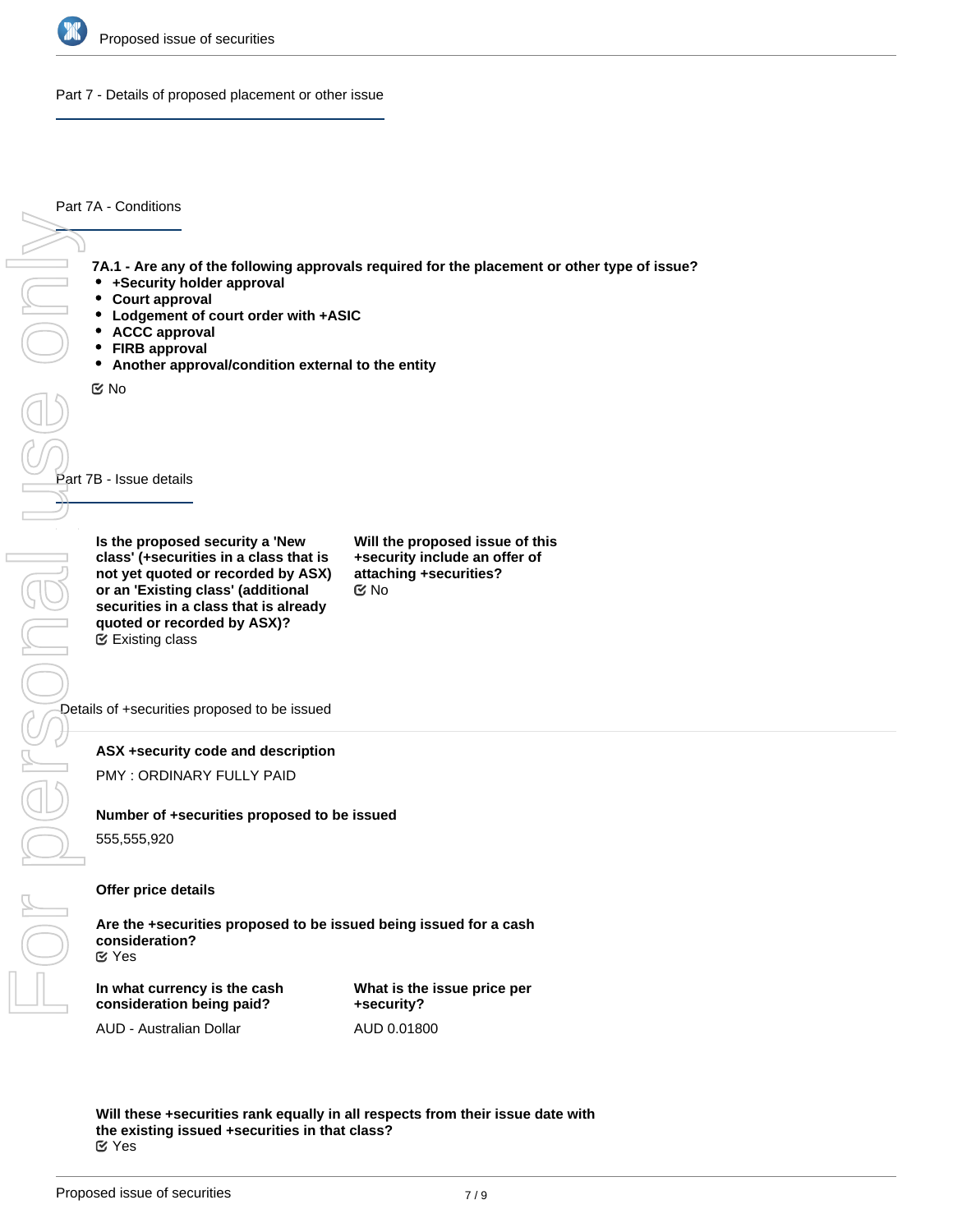## Part 7 - Details of proposed placement or other issue

### Part 7A - Conditions

**7A.1 - Are any of the following approvals required for the placement or other type of issue?**

- **+Security holder approval**
- **Court approval**
- **Lodgement of court order with +ASIC**
- **ACCC approval**
- **FIRB approval**
- **Another approval/condition external to the entity**

No

### Part 7B - Issue details

**Is the proposed security a 'New class' (+securities in a class that is not yet quoted or recorded by ASX) or an 'Existing class' (additional securities in a class that is already quoted or recorded by ASX)?**
Existing class

**Will the proposed issue of this +security include an offer of attaching +securities?**
No

#### Details of +securities proposed to be issued

**ASX +security code and description**

PMY : ORDINARY FULLY PAID

**Number of +securities proposed to be issued**

555,555,920

**Offer price details**

**Are the +securities proposed to be issued being issued for a cash consideration?**
Yes

**In what currency is the cash consideration being paid?**

AUD - Australian Dollar

**What is the issue price per +security?**

AUD 0.01800

**Will these +securities rank equally in all respects from their issue date with the existing issued +securities in that class?**
Yes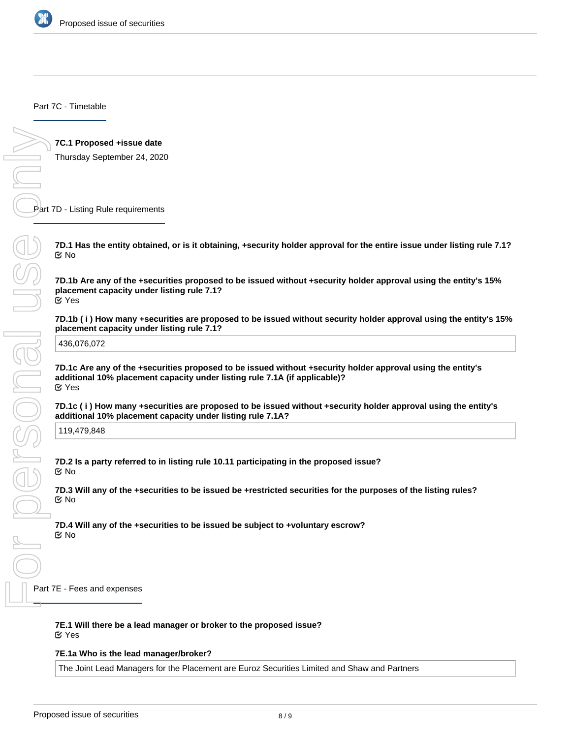## Part 7C - Timetable

**7C.1 Proposed +issue date**

Thursday September 24, 2020

## Part 7D - Listing Rule requirements

**7D.1 Has the entity obtained, or is it obtaining, +security holder approval for the entire issue under listing rule 7.1?**

No

**7D.1b Are any of the +securities proposed to be issued without +security holder approval using the entity's 15% placement capacity under listing rule 7.1?**

Yes

**7D.1b ( i ) How many +securities are proposed to be issued without security holder approval using the entity's 15% placement capacity under listing rule 7.1?**

436,076,072

**7D.1c Are any of the +securities proposed to be issued without +security holder approval using the entity's additional 10% placement capacity under listing rule 7.1A (if applicable)?**

Yes

**7D.1c ( i ) How many +securities are proposed to be issued without +security holder approval using the entity's additional 10% placement capacity under listing rule 7.1A?**

119,479,848

**7D.2 Is a party referred to in listing rule 10.11 participating in the proposed issue?**

No

**7D.3 Will any of the +securities to be issued be +restricted securities for the purposes of the listing rules?**

No

**7D.4 Will any of the +securities to be issued be subject to +voluntary escrow?**

No

## Part 7E - Fees and expenses

**7E.1 Will there be a lead manager or broker to the proposed issue?**

Yes

**7E.1a Who is the lead manager/broker?**

The Joint Lead Managers for the Placement are Euroz Securities Limited and Shaw and Partners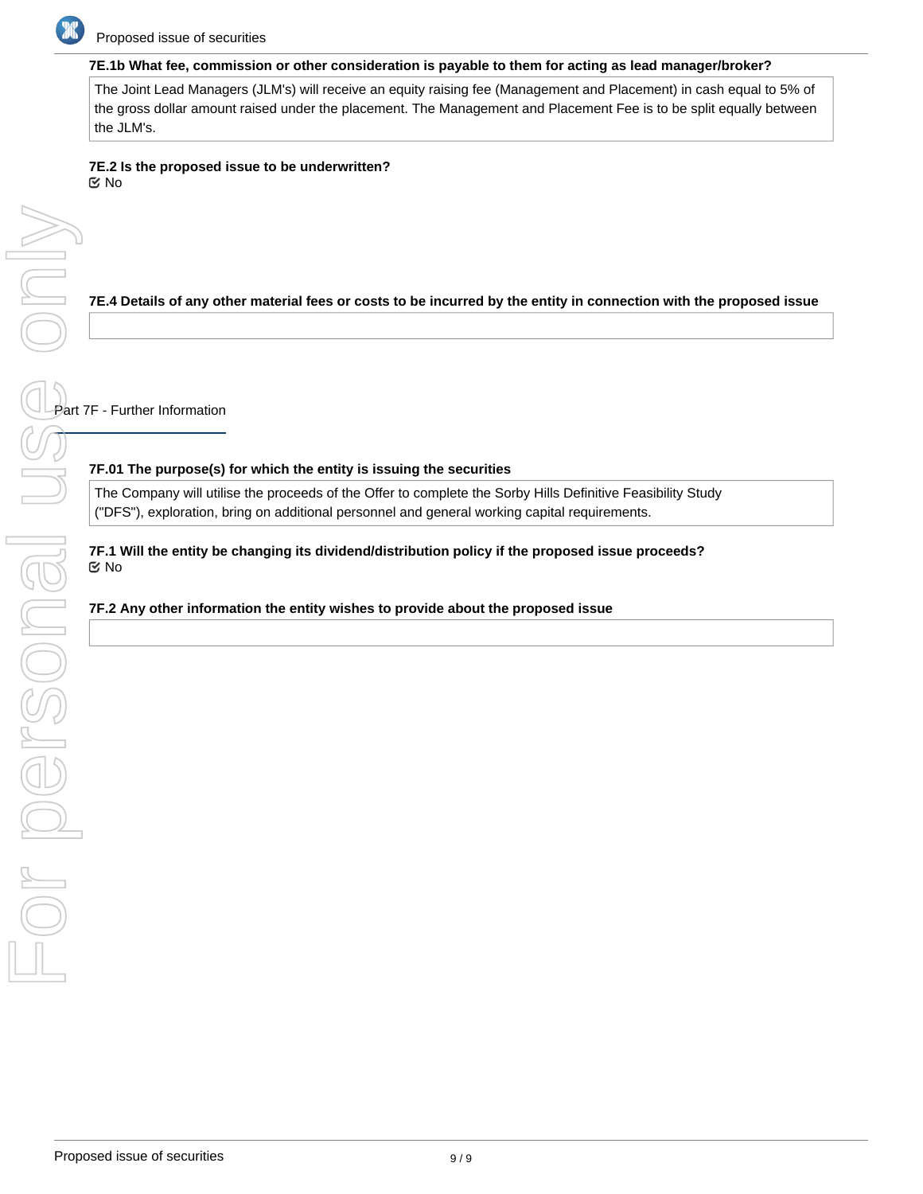**7E.1b What fee, commission or other consideration is payable to them for acting as lead manager/broker?**

The Joint Lead Managers (JLM's) will receive an equity raising fee (Management and Placement) in cash equal to 5% of the gross dollar amount raised under the placement. The Management and Placement Fee is to be split equally between the JLM's.

**7E.2 Is the proposed issue to be underwritten?**

☑ No

**7E.4 Details of any other material fees or costs to be incurred by the entity in connection with the proposed issue**

## Part 7F - Further Information

**7F.01 The purpose(s) for which the entity is issuing the securities**

The Company will utilise the proceeds of the Offer to complete the Sorby Hills Definitive Feasibility Study ("DFS"), exploration, bring on additional personnel and general working capital requirements.

**7F.1 Will the entity be changing its dividend/distribution policy if the proposed issue proceeds?**

☑ No

**7F.2 Any other information the entity wishes to provide about the proposed issue**